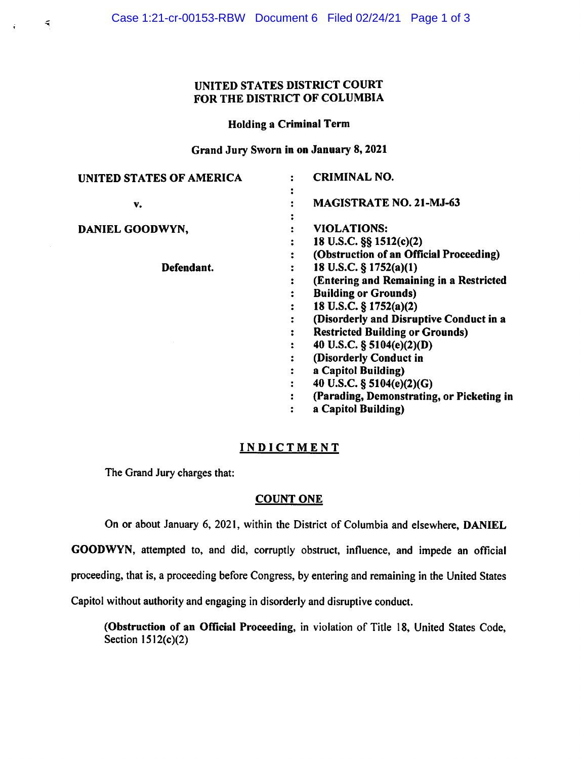# UNITED STATES DISTRICT COURT
# FOR THE DISTRICT OF COLUMBIA

**Holding a Criminal Term**

**Grand Jury Sworn in on January 8, 2021**

| | | |
|---|---|---|
| **UNITED STATES OF AMERICA** | : | **CRIMINAL NO.** |
| | : | |
| **v.** | : | **MAGISTRATE NO. 21-MJ-63** |
| | : | |
| **DANIEL GOODWYN,** | : | **VIOLATIONS:** |
| | : | **18 U.S.C. §§ 1512(c)(2)** |
| | : | **(Obstruction of an Official Proceeding)** |
| **Defendant.** | : | **18 U.S.C. § 1752(a)(1)** |
| | : | **(Entering and Remaining in a Restricted Building or Grounds)** |
| | : | **18 U.S.C. § 1752(a)(2)** |
| | : | **(Disorderly and Disruptive Conduct in a Restricted Building or Grounds)** |
| | : | **40 U.S.C. § 5104(e)(2)(D)** |
| | : | **(Disorderly Conduct in a Capitol Building)** |
| | : | **40 U.S.C. § 5104(e)(2)(G)** |
| | : | **(Parading, Demonstrating, or Picketing in a Capitol Building)** |

## INDICTMENT

The Grand Jury charges that:

### COUNT ONE

On or about January 6, 2021, within the District of Columbia and elsewhere, **DANIEL GOODWYN**, attempted to, and did, corruptly obstruct, influence, and impede an official proceeding, that is, a proceeding before Congress, by entering and remaining in the United States Capitol without authority and engaging in disorderly and disruptive conduct.

**(Obstruction of an Official Proceeding**, in violation of Title 18, United States Code, Section 1512(c)(2)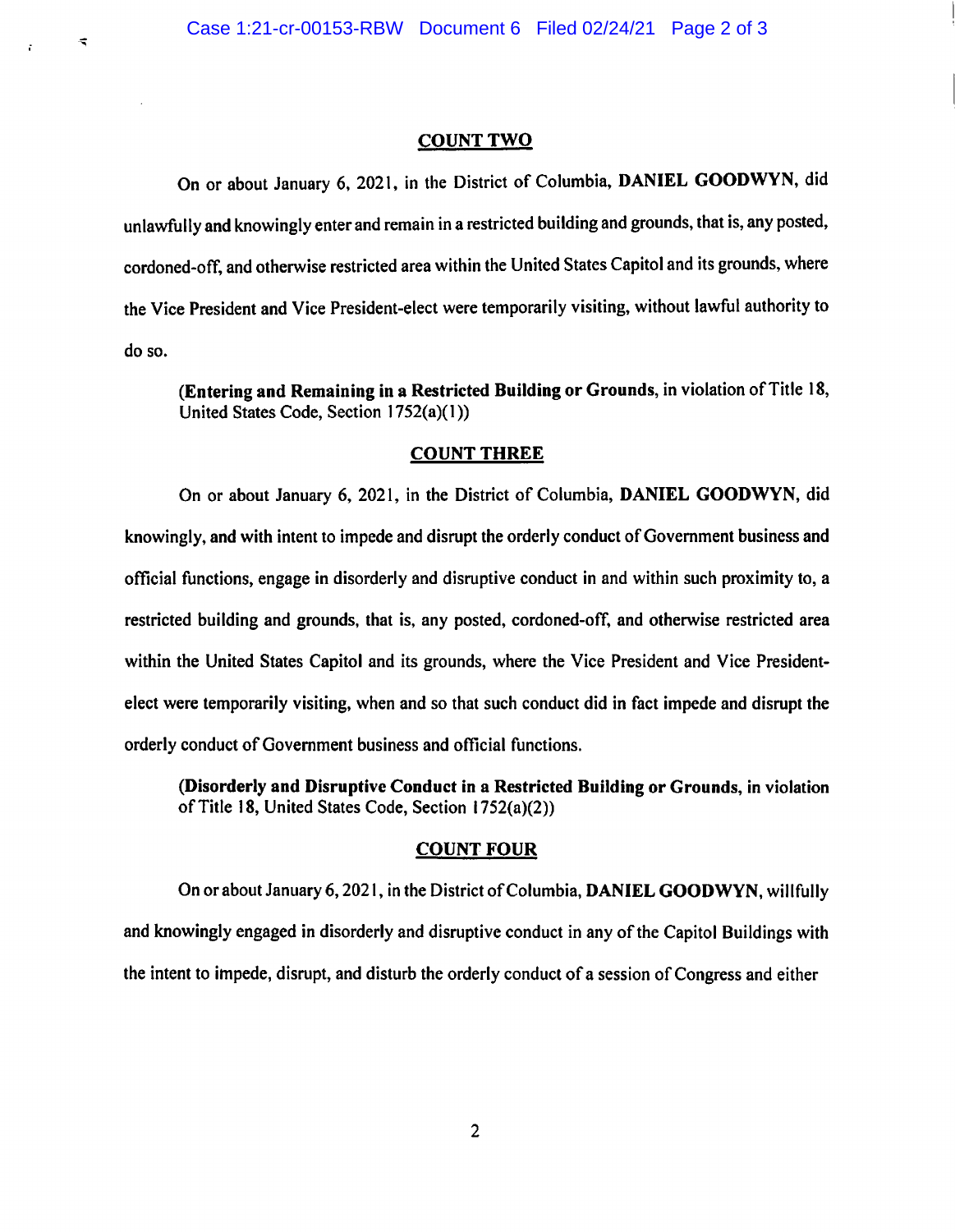## COUNT TWO

On or about January 6, 2021, in the District of Columbia, **DANIEL GOODWYN**, did unlawfully and knowingly enter and remain in a restricted building and grounds, that is, any posted, cordoned-off, and otherwise restricted area within the United States Capitol and its grounds, where the Vice President and Vice President-elect were temporarily visiting, without lawful authority to do so.

(**Entering and Remaining in a Restricted Building or Grounds**, in violation of Title 18, United States Code, Section 1752(a)(1))

## COUNT THREE

On or about January 6, 2021, in the District of Columbia, **DANIEL GOODWYN**, did knowingly, and with intent to impede and disrupt the orderly conduct of Government business and official functions, engage in disorderly and disruptive conduct in and within such proximity to, a restricted building and grounds, that is, any posted, cordoned-off, and otherwise restricted area within the United States Capitol and its grounds, where the Vice President and Vice President-elect were temporarily visiting, when and so that such conduct did in fact impede and disrupt the orderly conduct of Government business and official functions.

(**Disorderly and Disruptive Conduct in a Restricted Building or Grounds**, in violation of Title 18, United States Code, Section 1752(a)(2))

## COUNT FOUR

On or about January 6, 2021, in the District of Columbia, **DANIEL GOODWYN**, willfully and knowingly engaged in disorderly and disruptive conduct in any of the Capitol Buildings with the intent to impede, disrupt, and disturb the orderly conduct of a session of Congress and either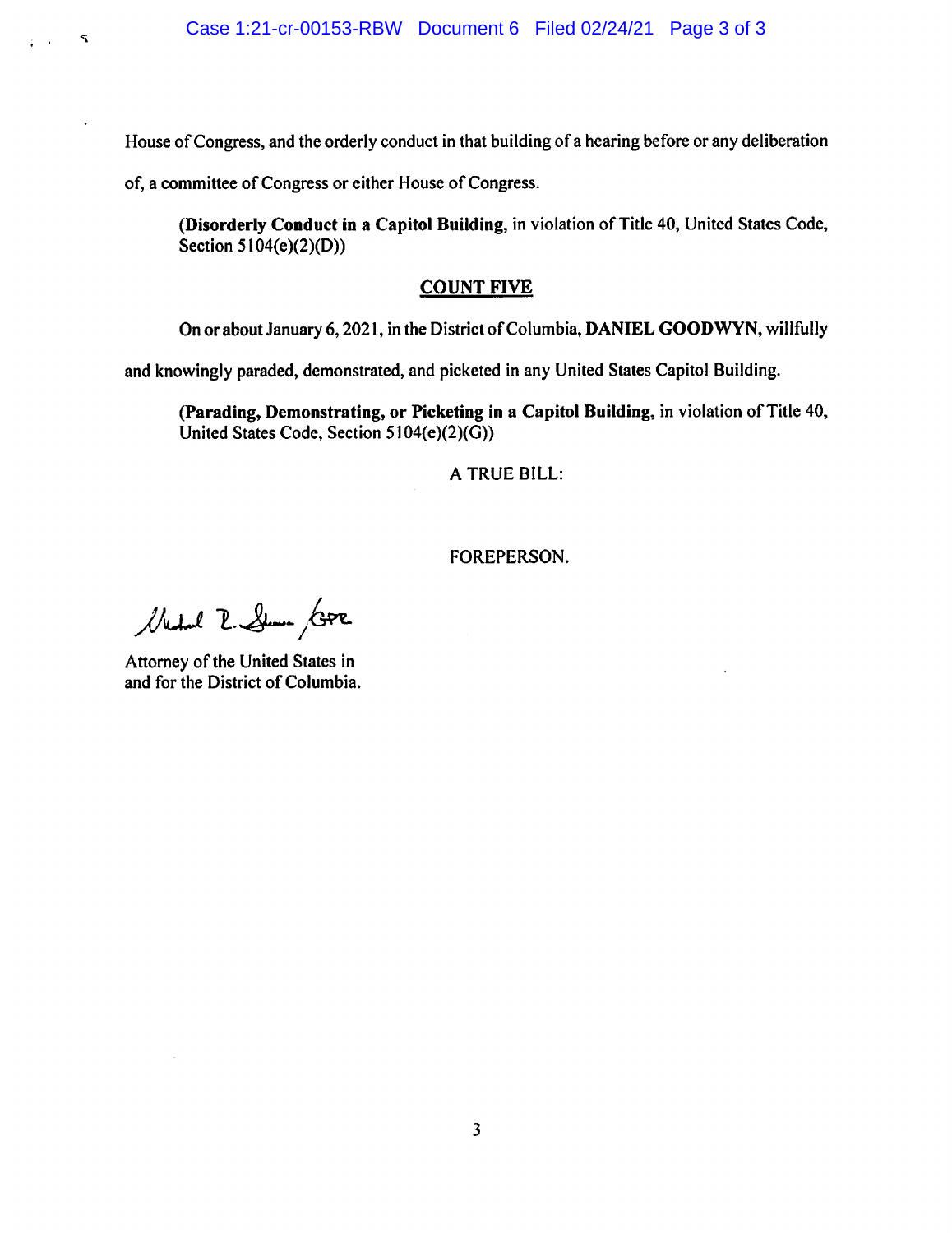House of Congress, and the orderly conduct in that building of a hearing before or any deliberation of, a committee of Congress or either House of Congress.

**(Disorderly Conduct in a Capitol Building,** in violation of Title 40, United States Code, Section 5104(e)(2)(D))

## COUNT FIVE

On or about January 6, 2021, in the District of Columbia, **DANIEL GOODWYN,** willfully and knowingly paraded, demonstrated, and picketed in any United States Capitol Building.

**(Parading, Demonstrating, or Picketing in a Capitol Building,** in violation of Title 40, United States Code, Section 5104(e)(2)(G))

A TRUE BILL:

FOREPERSON.

Michael R. Sherwin / GPR

Attorney of the United States in
and for the District of Columbia.